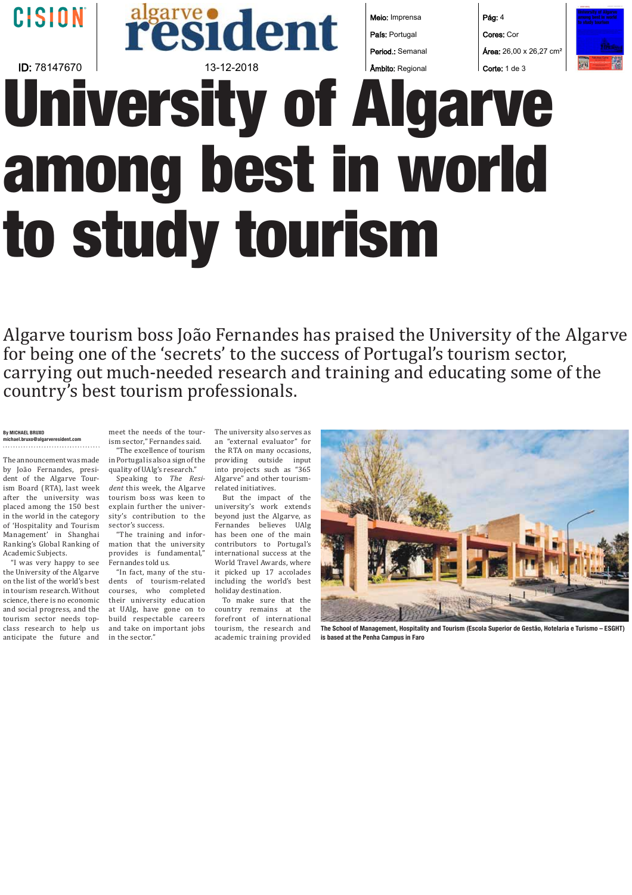# University of Algarve among best in world to study tourism

Algarve tourism boss João Fernandes has praised the University of the Algarve for being one of the 'secrets' to the success of Portugal's tourism sector, carrying out much-needed research and training and educating some of the country's best tourism professionals.

**By MICHAEL BRUXO**
**michael.bruxo@algarveresident.com**

The announcement was made by João Fernandes, president of the Algarve Tourism Board (RTA), last week after the university was placed among the 150 best in the world in the category of 'Hospitality and Tourism Management' in Shanghai Ranking's Global Ranking of Academic Subjects.

"I was very happy to see the University of the Algarve on the list of the world's best in tourism research. Without science, there is no economic and social progress, and the tourism sector needs top-class research to help us anticipate the future and meet the needs of the tourism sector," Fernandes said.

"The excellence of tourism in Portugal is also a sign of the quality of UAlg's research."

Speaking to *The Resident* this week, the Algarve tourism boss was keen to explain further the university's contribution to the sector's success.

"The training and information that the university provides is fundamental," Fernandes told us.

"In fact, many of the students of tourism-related courses, who completed their university education at UAlg, have gone on to build respectable careers and take on important jobs in the sector."

The university also serves as an "external evaluator" for the RTA on many occasions, providing outside input into projects such as "365 Algarve" and other tourism-related initiatives.

But the impact of the university's work extends beyond just the Algarve, as Fernandes believes UAlg has been one of the main contributors to Portugal's international success at the World Travel Awards, where it picked up 17 accolades including the world's best holiday destination.

To make sure that the country remains at the forefront of international tourism, the research and academic training provided

**The School of Management, Hospitality and Tourism (Escola Superior de Gestão, Hotelaria e Turismo – ESGHT) is based at the Penha Campus in Faro**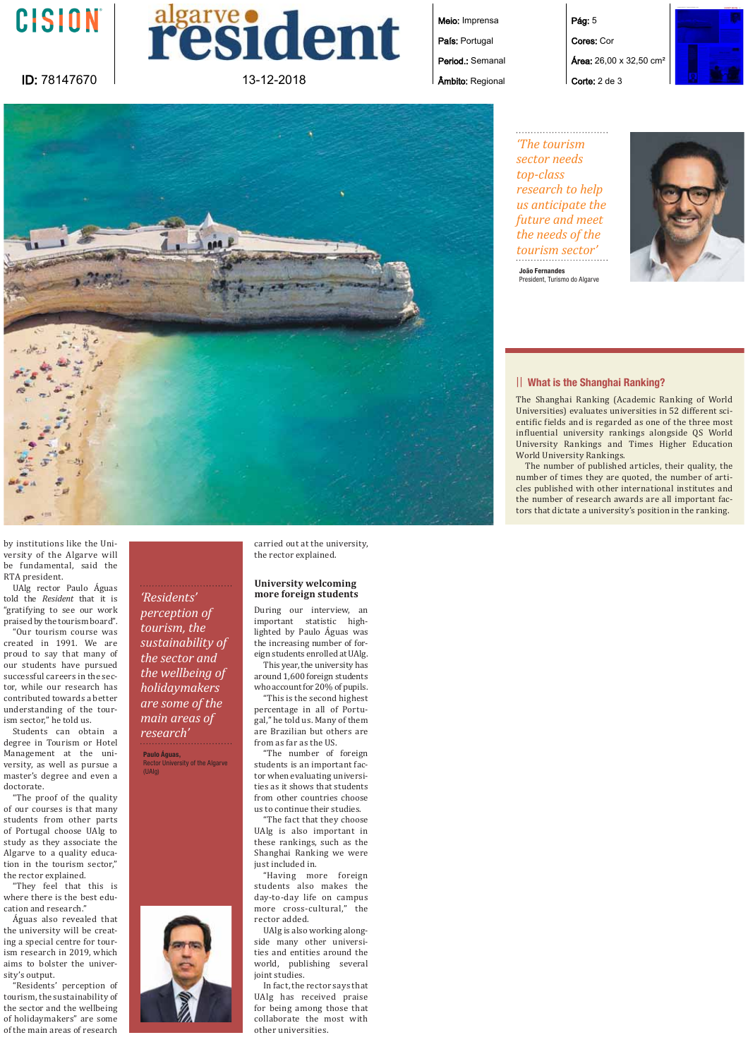> *'The tourism sector needs top-class research to help us anticipate the future and meet the needs of the tourism sector'*
>
> **João Fernandes**
> President, Turismo do Algarve

## What is the Shanghai Ranking?

The Shanghai Ranking (Academic Ranking of World Universities) evaluates universities in 52 different scientific fields and is regarded as one of the three most influential university rankings alongside QS World University Rankings and Times Higher Education World University Rankings.

The number of published articles, their quality, the number of times they are quoted, the number of articles published with other international institutes and the number of research awards are all important factors that dictate a university's position in the ranking.

by institutions like the University of the Algarve will be fundamental, said the RTA president.

UAlg rector Paulo Águas told the *Resident* that it is "gratifying to see our work praised by the tourism board".

"Our tourism course was created in 1991. We are proud to say that many of our students have pursued successful careers in the sector, while our research has contributed towards a better understanding of the tourism sector," he told us.

Students can obtain a degree in Tourism or Hotel Management at the university, as well as pursue a master's degree and even a doctorate.

"The proof of the quality of our courses is that many students from other parts of Portugal choose UAlg to study as they associate the Algarve to a quality education in the tourism sector," the rector explained.

"They feel that this is where there is the best education and research."

Águas also revealed that the university will be creating a special centre for tourism research in 2019, which aims to bolster the university's output.

"Residents' perception of tourism, the sustainability of the sector and the wellbeing of holidaymakers" are some of the main areas of research carried out at the university, the rector explained.

> *'Residents' perception of tourism, the sustainability of the sector and the wellbeing of holidaymakers are some of the main areas of research'*
>
> **Paulo Águas,**
> Rector University of the Algarve (UAlg)

### University welcoming more foreign students

During our interview, an important statistic highlighted by Paulo Águas was the increasing number of foreign students enrolled at UAlg.

This year, the university has around 1,600 foreign students who account for 20% of pupils.

"This is the second highest percentage in all of Portugal," he told us. Many of them are Brazilian but others are from as far as the US.

"The number of foreign students is an important factor when evaluating universities as it shows that students from other countries choose us to continue their studies.

"The fact that they choose UAlg is also important in these rankings, such as the Shanghai Ranking we were just included in.

"Having more foreign students also makes the day-to-day life on campus more cross-cultural," the rector added.

UAlg is also working alongside many other universities and entities around the world, publishing several joint studies.

In fact, the rector says that UAlg has received praise for being among those that collaborate the most with other universities.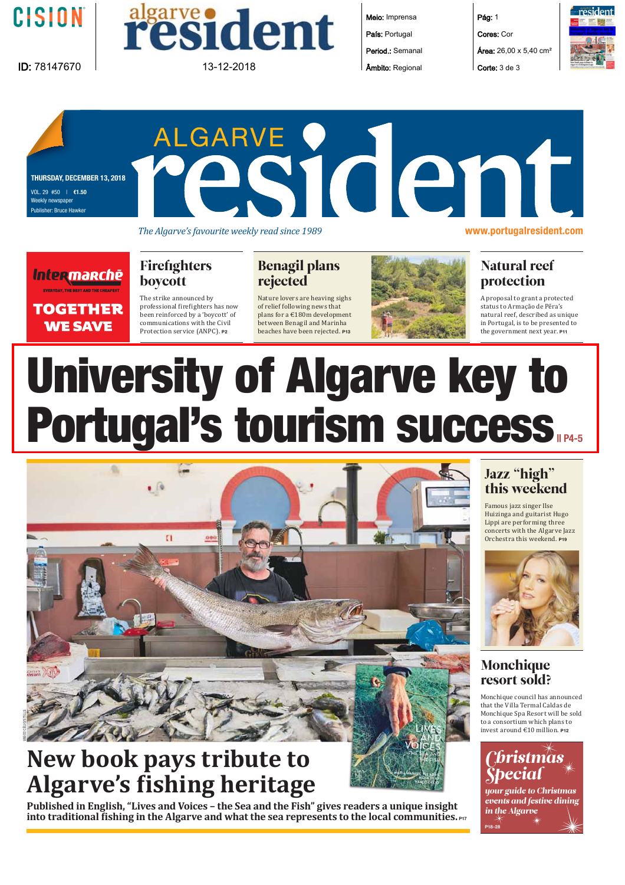CISION

ID: 78147670

algarve resident

13-12-2018

Meio: Imprensa

País: Portugal

Period.: Semanal

Âmbito: Regional

Pág: 1

Cores: Cor

Área: 26,00 x 5,40 cm²

Corte: 3 de 3

ALGARVE resident

THURSDAY, DECEMBER 13, 2018

VOL. 29 #50 | €1.50

Weekly newspaper

Publisher: Bruce Hawker

*The Algarve's favourite weekly read since 1989*

www.portugalresident.com

Intermarché

EVERYDAY, THE BEST AND THE CHEAPEST

TOGETHER WE SAVE

## Firefighters boycott

The strike announced by professional firefighters has now been reinforced by a 'boycott' of communications with the Civil Protection service (ANPC). P2

## Benagil plans rejected

Nature lovers are heaving sighs of relief following news that plans for a €180m development between Benagil and Marinha beaches have been rejected. P13

## Natural reef protection

A proposal to grant a protected status to Armação de Pêra's natural reef, described as unique in Portugal, is to be presented to the government next year. P11

# University of Algarve key to Portugal's tourism success

|| P4-5

## Jazz "high" this weekend

Famous jazz singer Ilse Huizinga and guitarist Hugo Lippi are performing three concerts with the Algarve Jazz Orchestra this weekend. P19

## Monchique resort sold?

Monchique council has announced that the Villa Termal Caldas de Monchique Spa Resort will be sold to a consortium which plans to invest around €10 million. P12

## New book pays tribute to Algarve's fishing heritage

**Published in English, "Lives and Voices – the Sea and the Fish" gives readers a unique insight into traditional fishing in the Algarve and what the sea represents to the local communities.** P17

## Christmas Special

*your guide to Christmas events and festive dining in the Algarve*

P18-28